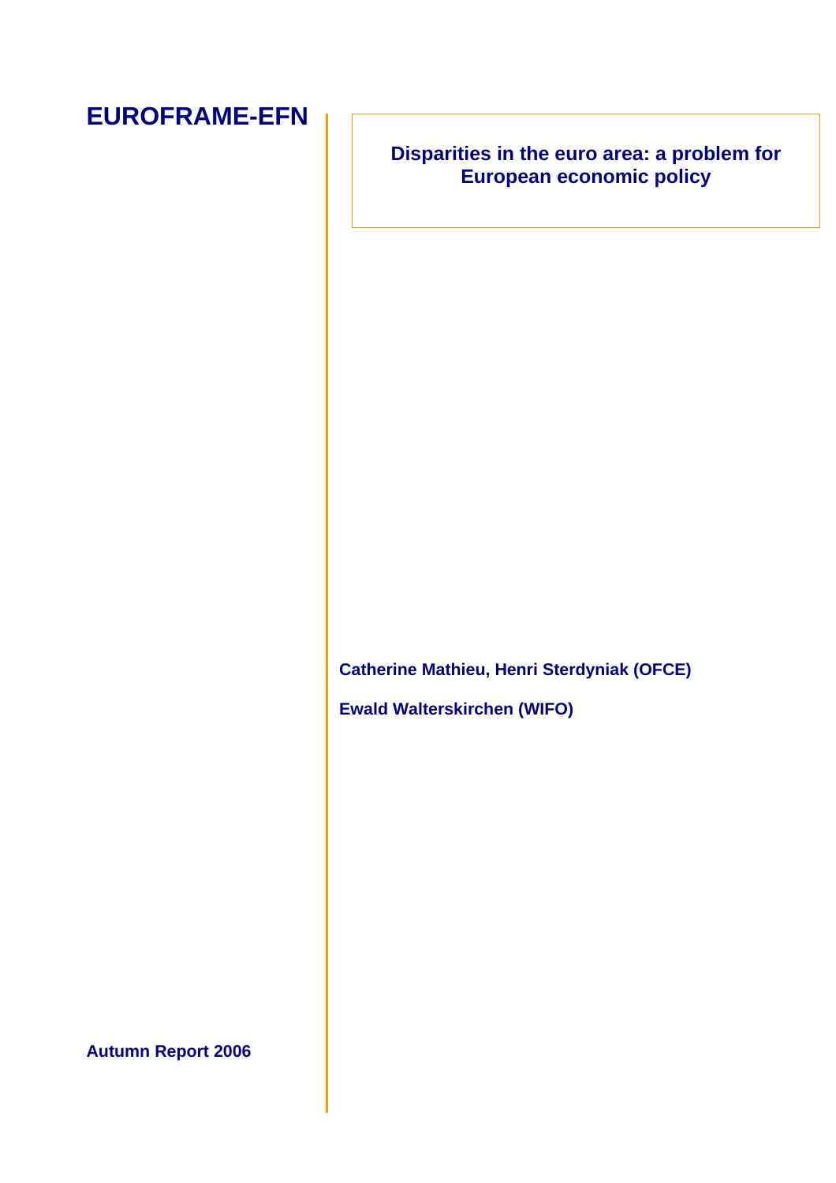# EUROFRAME-EFN

## Disparities in the euro area: a problem for European economic policy

**Catherine Mathieu, Henri Sterdyniak (OFCE)**

**Ewald Walterskirchen (WIFO)**

**Autumn Report 2006**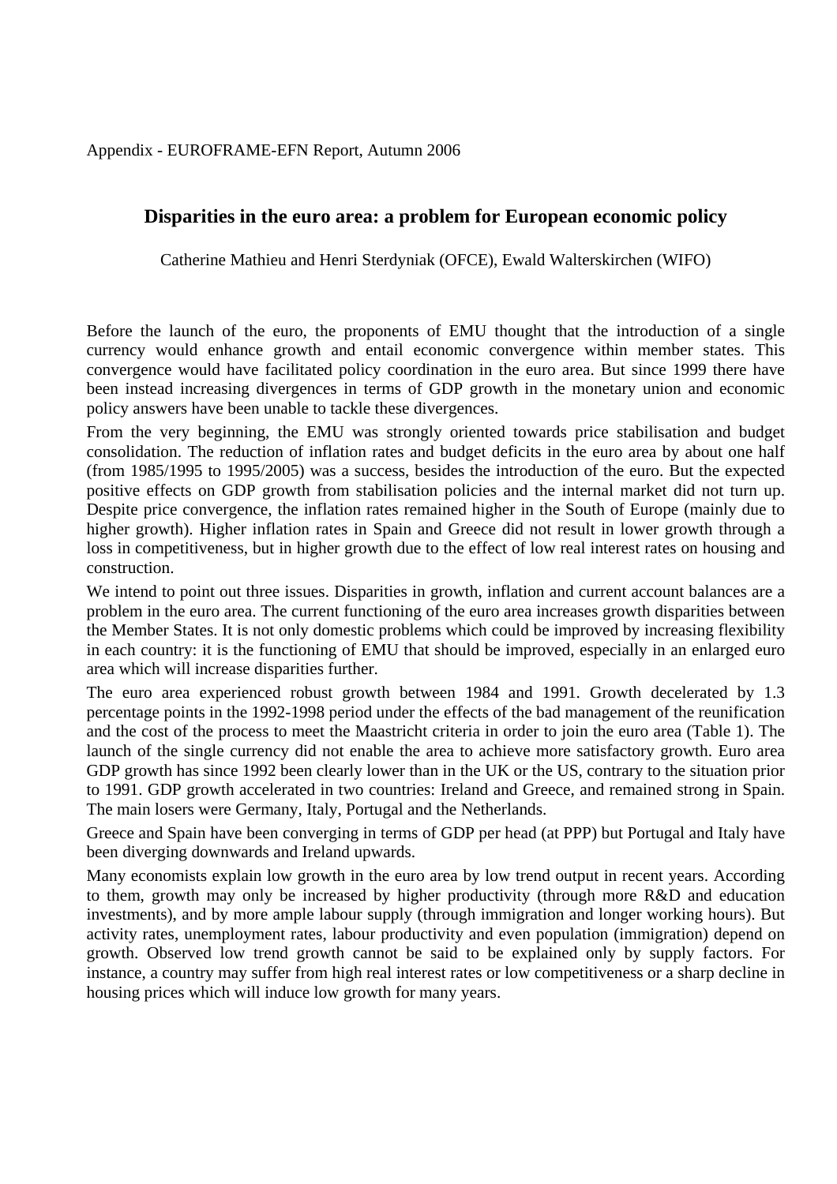Appendix - EUROFRAME-EFN Report, Autumn 2006

## Disparities in the euro area: a problem for European economic policy

Catherine Mathieu and Henri Sterdyniak (OFCE), Ewald Walterskirchen (WIFO)

Before the launch of the euro, the proponents of EMU thought that the introduction of a single currency would enhance growth and entail economic convergence within member states. This convergence would have facilitated policy coordination in the euro area. But since 1999 there have been instead increasing divergences in terms of GDP growth in the monetary union and economic policy answers have been unable to tackle these divergences.

From the very beginning, the EMU was strongly oriented towards price stabilisation and budget consolidation. The reduction of inflation rates and budget deficits in the euro area by about one half (from 1985/1995 to 1995/2005) was a success, besides the introduction of the euro. But the expected positive effects on GDP growth from stabilisation policies and the internal market did not turn up. Despite price convergence, the inflation rates remained higher in the South of Europe (mainly due to higher growth). Higher inflation rates in Spain and Greece did not result in lower growth through a loss in competitiveness, but in higher growth due to the effect of low real interest rates on housing and construction.

We intend to point out three issues. Disparities in growth, inflation and current account balances are a problem in the euro area. The current functioning of the euro area increases growth disparities between the Member States. It is not only domestic problems which could be improved by increasing flexibility in each country: it is the functioning of EMU that should be improved, especially in an enlarged euro area which will increase disparities further.

The euro area experienced robust growth between 1984 and 1991. Growth decelerated by 1.3 percentage points in the 1992-1998 period under the effects of the bad management of the reunification and the cost of the process to meet the Maastricht criteria in order to join the euro area (Table 1). The launch of the single currency did not enable the area to achieve more satisfactory growth. Euro area GDP growth has since 1992 been clearly lower than in the UK or the US, contrary to the situation prior to 1991. GDP growth accelerated in two countries: Ireland and Greece, and remained strong in Spain. The main losers were Germany, Italy, Portugal and the Netherlands.

Greece and Spain have been converging in terms of GDP per head (at PPP) but Portugal and Italy have been diverging downwards and Ireland upwards.

Many economists explain low growth in the euro area by low trend output in recent years. According to them, growth may only be increased by higher productivity (through more R&D and education investments), and by more ample labour supply (through immigration and longer working hours). But activity rates, unemployment rates, labour productivity and even population (immigration) depend on growth. Observed low trend growth cannot be said to be explained only by supply factors. For instance, a country may suffer from high real interest rates or low competitiveness or a sharp decline in housing prices which will induce low growth for many years.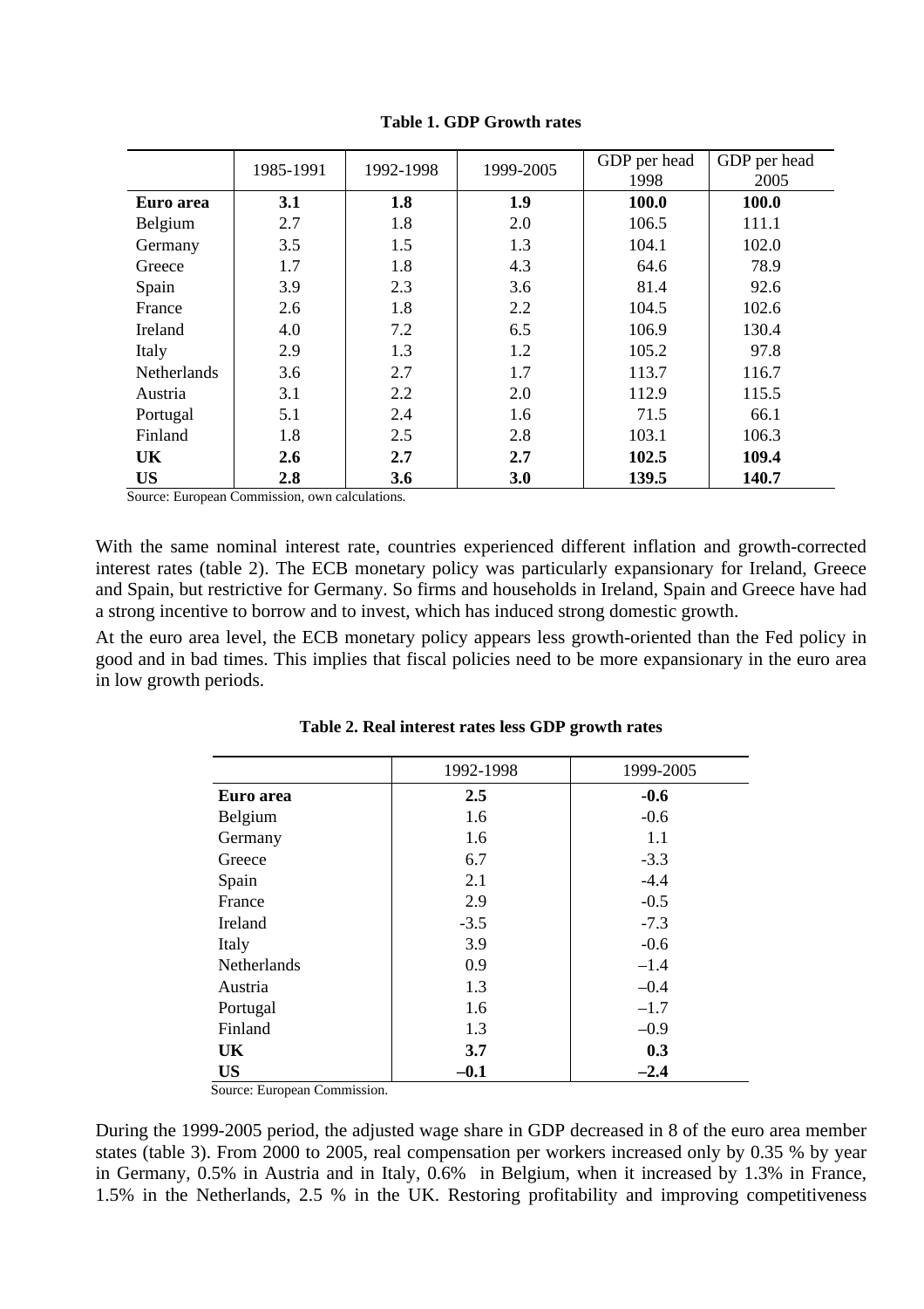**Table 1. GDP Growth rates**

| | 1985-1991 | 1992-1998 | 1999-2005 | GDP per head 1998 | GDP per head 2005 |
|---|---|---|---|---|---|
| **Euro area** | **3.1** | **1.8** | **1.9** | **100.0** | **100.0** |
| Belgium | 2.7 | 1.8 | 2.0 | 106.5 | 111.1 |
| Germany | 3.5 | 1.5 | 1.3 | 104.1 | 102.0 |
| Greece | 1.7 | 1.8 | 4.3 | 64.6 | 78.9 |
| Spain | 3.9 | 2.3 | 3.6 | 81.4 | 92.6 |
| France | 2.6 | 1.8 | 2.2 | 104.5 | 102.6 |
| Ireland | 4.0 | 7.2 | 6.5 | 106.9 | 130.4 |
| Italy | 2.9 | 1.3 | 1.2 | 105.2 | 97.8 |
| Netherlands | 3.6 | 2.7 | 1.7 | 113.7 | 116.7 |
| Austria | 3.1 | 2.2 | 2.0 | 112.9 | 115.5 |
| Portugal | 5.1 | 2.4 | 1.6 | 71.5 | 66.1 |
| Finland | 1.8 | 2.5 | 2.8 | 103.1 | 106.3 |
| **UK** | **2.6** | **2.7** | **2.7** | **102.5** | **109.4** |
| **US** | **2.8** | **3.6** | **3.0** | **139.5** | **140.7** |

Source: European Commission, own calculations.

With the same nominal interest rate, countries experienced different inflation and growth-corrected interest rates (table 2). The ECB monetary policy was particularly expansionary for Ireland, Greece and Spain, but restrictive for Germany. So firms and households in Ireland, Spain and Greece have had a strong incentive to borrow and to invest, which has induced strong domestic growth.

At the euro area level, the ECB monetary policy appears less growth-oriented than the Fed policy in good and in bad times. This implies that fiscal policies need to be more expansionary in the euro area in low growth periods.

**Table 2. Real interest rates less GDP growth rates**

| | 1992-1998 | 1999-2005 |
|---|---|---|
| **Euro area** | **2.5** | **-0.6** |
| Belgium | 1.6 | -0.6 |
| Germany | 1.6 | 1.1 |
| Greece | 6.7 | -3.3 |
| Spain | 2.1 | -4.4 |
| France | 2.9 | -0.5 |
| Ireland | -3.5 | -7.3 |
| Italy | 3.9 | -0.6 |
| Netherlands | 0.9 | –1.4 |
| Austria | 1.3 | –0.4 |
| Portugal | 1.6 | –1.7 |
| Finland | 1.3 | –0.9 |
| **UK** | **3.7** | **0.3** |
| **US** | **–0.1** | **–2.4** |

Source: European Commission.

During the 1999-2005 period, the adjusted wage share in GDP decreased in 8 of the euro area member states (table 3). From 2000 to 2005, real compensation per workers increased only by 0.35 % by year in Germany, 0.5% in Austria and in Italy, 0.6% in Belgium, when it increased by 1.3% in France, 1.5% in the Netherlands, 2.5 % in the UK. Restoring profitability and improving competitiveness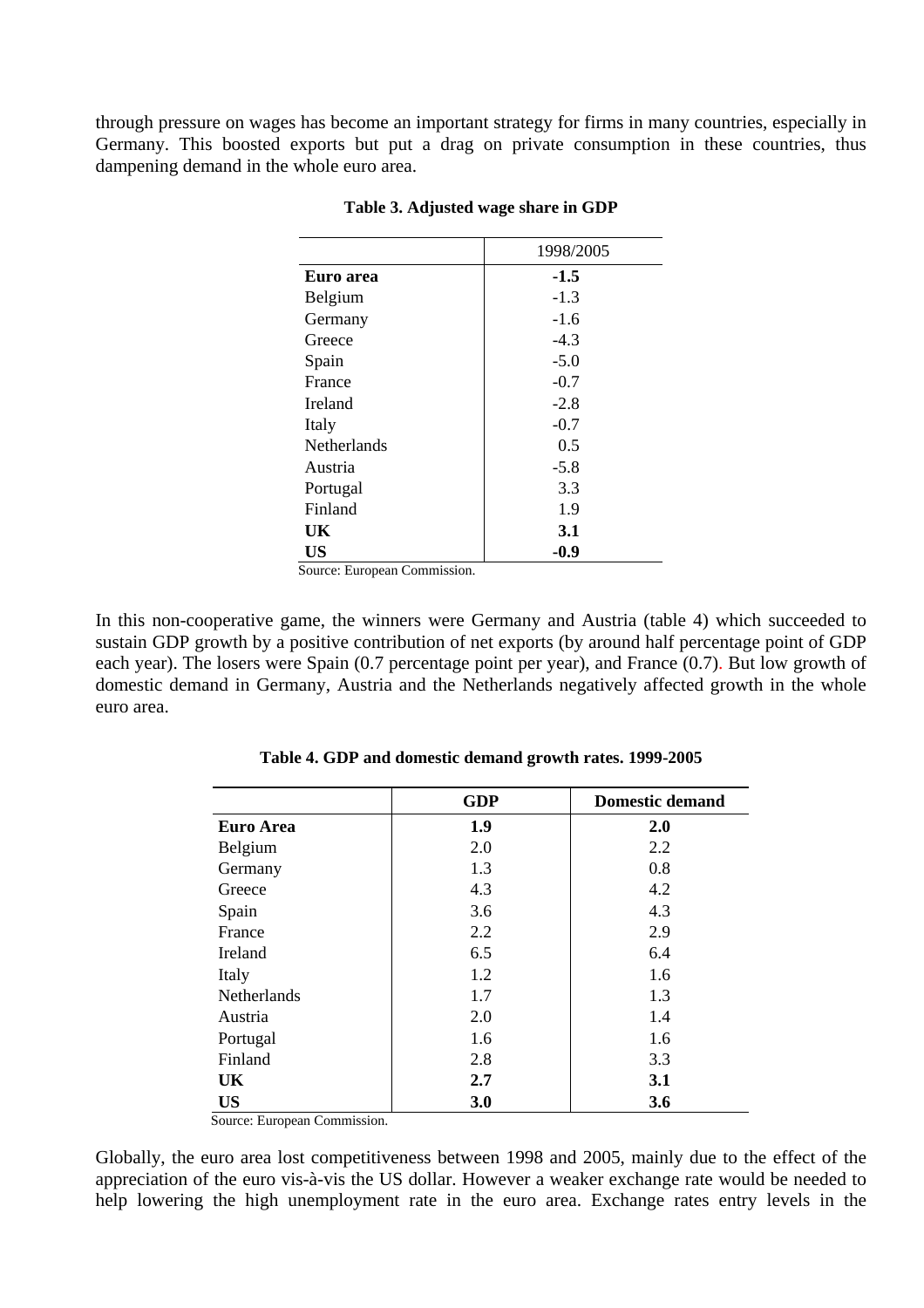through pressure on wages has become an important strategy for firms in many countries, especially in Germany. This boosted exports but put a drag on private consumption in these countries, thus dampening demand in the whole euro area.

**Table 3. Adjusted wage share in GDP**

| | 1998/2005 |
|---|---|
| **Euro area** | **-1.5** |
| Belgium | -1.3 |
| Germany | -1.6 |
| Greece | -4.3 |
| Spain | -5.0 |
| France | -0.7 |
| Ireland | -2.8 |
| Italy | -0.7 |
| Netherlands | 0.5 |
| Austria | -5.8 |
| Portugal | 3.3 |
| Finland | 1.9 |
| **UK** | **3.1** |
| **US** | **-0.9** |

Source: European Commission.

In this non-cooperative game, the winners were Germany and Austria (table 4) which succeeded to sustain GDP growth by a positive contribution of net exports (by around half percentage point of GDP each year). The losers were Spain (0.7 percentage point per year), and France (0.7). But low growth of domestic demand in Germany, Austria and the Netherlands negatively affected growth in the whole euro area.

**Table 4. GDP and domestic demand growth rates. 1999-2005**

| | **GDP** | **Domestic demand** |
|---|---|---|
| **Euro Area** | **1.9** | **2.0** |
| Belgium | 2.0 | 2.2 |
| Germany | 1.3 | 0.8 |
| Greece | 4.3 | 4.2 |
| Spain | 3.6 | 4.3 |
| France | 2.2 | 2.9 |
| Ireland | 6.5 | 6.4 |
| Italy | 1.2 | 1.6 |
| Netherlands | 1.7 | 1.3 |
| Austria | 2.0 | 1.4 |
| Portugal | 1.6 | 1.6 |
| Finland | 2.8 | 3.3 |
| **UK** | **2.7** | **3.1** |
| **US** | **3.0** | **3.6** |

Source: European Commission.

Globally, the euro area lost competitiveness between 1998 and 2005, mainly due to the effect of the appreciation of the euro vis-à-vis the US dollar. However a weaker exchange rate would be needed to help lowering the high unemployment rate in the euro area. Exchange rates entry levels in the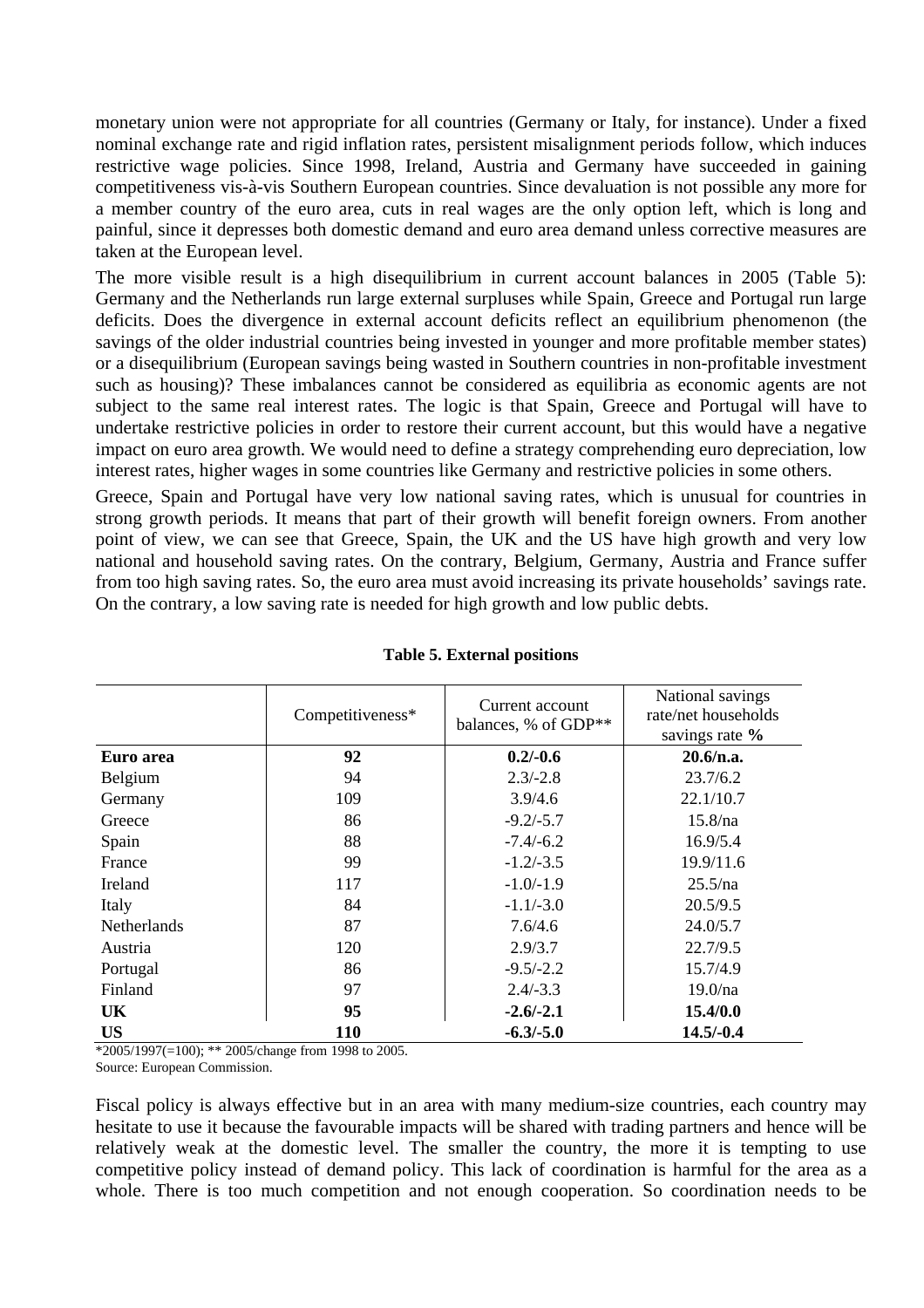monetary union were not appropriate for all countries (Germany or Italy, for instance). Under a fixed nominal exchange rate and rigid inflation rates, persistent misalignment periods follow, which induces restrictive wage policies. Since 1998, Ireland, Austria and Germany have succeeded in gaining competitiveness vis-à-vis Southern European countries. Since devaluation is not possible any more for a member country of the euro area, cuts in real wages are the only option left, which is long and painful, since it depresses both domestic demand and euro area demand unless corrective measures are taken at the European level.

The more visible result is a high disequilibrium in current account balances in 2005 (Table 5): Germany and the Netherlands run large external surpluses while Spain, Greece and Portugal run large deficits. Does the divergence in external account deficits reflect an equilibrium phenomenon (the savings of the older industrial countries being invested in younger and more profitable member states) or a disequilibrium (European savings being wasted in Southern countries in non-profitable investment such as housing)? These imbalances cannot be considered as equilibria as economic agents are not subject to the same real interest rates. The logic is that Spain, Greece and Portugal will have to undertake restrictive policies in order to restore their current account, but this would have a negative impact on euro area growth. We would need to define a strategy comprehending euro depreciation, low interest rates, higher wages in some countries like Germany and restrictive policies in some others.

Greece, Spain and Portugal have very low national saving rates, which is unusual for countries in strong growth periods. It means that part of their growth will benefit foreign owners. From another point of view, we can see that Greece, Spain, the UK and the US have high growth and very low national and household saving rates. On the contrary, Belgium, Germany, Austria and France suffer from too high saving rates. So, the euro area must avoid increasing its private households' savings rate. On the contrary, a low saving rate is needed for high growth and low public debts.

**Table 5. External positions**

| | Competitiveness* | Current account balances, % of GDP** | National savings rate/net households savings rate **%** |
|---|---|---|---|
| **Euro area** | **92** | **0.2/-0.6** | **20.6/n.a.** |
| Belgium | 94 | 2.3/-2.8 | 23.7/6.2 |
| Germany | 109 | 3.9/4.6 | 22.1/10.7 |
| Greece | 86 | -9.2/-5.7 | 15.8/na |
| Spain | 88 | -7.4/-6.2 | 16.9/5.4 |
| France | 99 | -1.2/-3.5 | 19.9/11.6 |
| Ireland | 117 | -1.0/-1.9 | 25.5/na |
| Italy | 84 | -1.1/-3.0 | 20.5/9.5 |
| Netherlands | 87 | 7.6/4.6 | 24.0/5.7 |
| Austria | 120 | 2.9/3.7 | 22.7/9.5 |
| Portugal | 86 | -9.5/-2.2 | 15.7/4.9 |
| Finland | 97 | 2.4/-3.3 | 19.0/na |
| **UK** | **95** | **-2.6/-2.1** | **15.4/0.0** |
| **US** | **110** | **-6.3/-5.0** | **14.5/-0.4** |

*2005/1997(=100); ** 2005/change from 1998 to 2005.
Source: European Commission.

Fiscal policy is always effective but in an area with many medium-size countries, each country may hesitate to use it because the favourable impacts will be shared with trading partners and hence will be relatively weak at the domestic level. The smaller the country, the more it is tempting to use competitive policy instead of demand policy. This lack of coordination is harmful for the area as a whole. There is too much competition and not enough cooperation. So coordination needs to be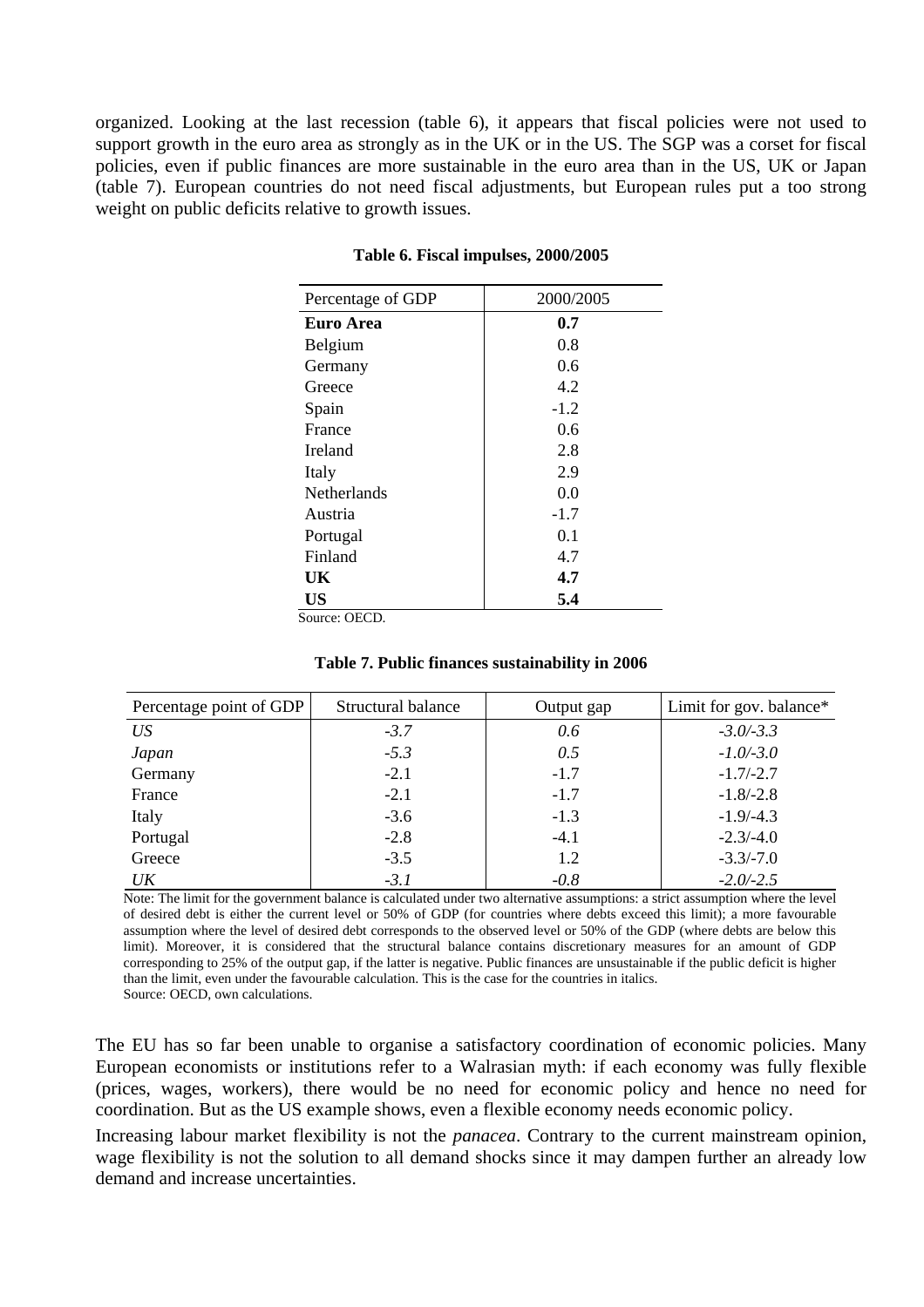organized. Looking at the last recession (table 6), it appears that fiscal policies were not used to support growth in the euro area as strongly as in the UK or in the US. The SGP was a corset for fiscal policies, even if public finances are more sustainable in the euro area than in the US, UK or Japan (table 7). European countries do not need fiscal adjustments, but European rules put a too strong weight on public deficits relative to growth issues.

**Table 6. Fiscal impulses, 2000/2005**

| Percentage of GDP | 2000/2005 |
|---|---|
| **Euro Area** | **0.7** |
| Belgium | 0.8 |
| Germany | 0.6 |
| Greece | 4.2 |
| Spain | -1.2 |
| France | 0.6 |
| Ireland | 2.8 |
| Italy | 2.9 |
| Netherlands | 0.0 |
| Austria | -1.7 |
| Portugal | 0.1 |
| Finland | 4.7 |
| **UK** | **4.7** |
| **US** | **5.4** |

Source: OECD.

**Table 7. Public finances sustainability in 2006**

| Percentage point of GDP | Structural balance | Output gap | Limit for gov. balance* |
|---|---|---|---|
| *US* | *-3.7* | *0.6* | *-3.0/-3.3* |
| *Japan* | *-5.3* | *0.5* | *-1.0/-3.0* |
| Germany | -2.1 | -1.7 | -1.7/-2.7 |
| France | -2.1 | -1.7 | -1.8/-2.8 |
| Italy | -3.6 | -1.3 | -1.9/-4.3 |
| Portugal | -2.8 | -4.1 | -2.3/-4.0 |
| Greece | -3.5 | 1.2 | -3.3/-7.0 |
| *UK* | *-3.1* | *-0.8* | *-2.0/-2.5* |

Note: The limit for the government balance is calculated under two alternative assumptions: a strict assumption where the level of desired debt is either the current level or 50% of GDP (for countries where debts exceed this limit); a more favourable assumption where the level of desired debt corresponds to the observed level or 50% of the GDP (where debts are below this limit). Moreover, it is considered that the structural balance contains discretionary measures for an amount of GDP corresponding to 25% of the output gap, if the latter is negative. Public finances are unsustainable if the public deficit is higher than the limit, even under the favourable calculation. This is the case for the countries in italics.

Source: OECD, own calculations.

The EU has so far been unable to organise a satisfactory coordination of economic policies. Many European economists or institutions refer to a Walrasian myth: if each economy was fully flexible (prices, wages, workers), there would be no need for economic policy and hence no need for coordination. But as the US example shows, even a flexible economy needs economic policy.

Increasing labour market flexibility is not the *panacea*. Contrary to the current mainstream opinion, wage flexibility is not the solution to all demand shocks since it may dampen further an already low demand and increase uncertainties.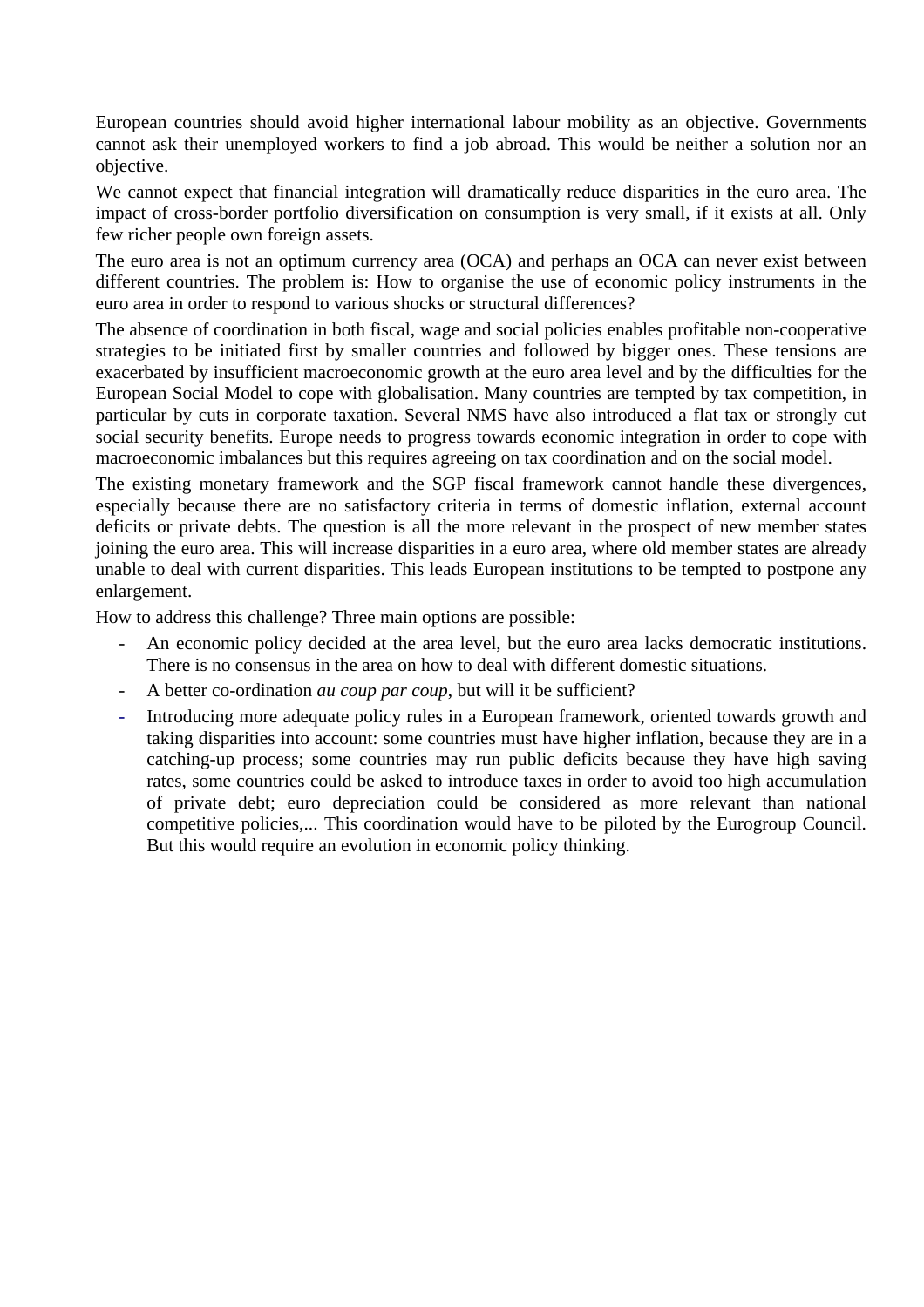European countries should avoid higher international labour mobility as an objective. Governments cannot ask their unemployed workers to find a job abroad. This would be neither a solution nor an objective.

We cannot expect that financial integration will dramatically reduce disparities in the euro area. The impact of cross-border portfolio diversification on consumption is very small, if it exists at all. Only few richer people own foreign assets.

The euro area is not an optimum currency area (OCA) and perhaps an OCA can never exist between different countries. The problem is: How to organise the use of economic policy instruments in the euro area in order to respond to various shocks or structural differences?

The absence of coordination in both fiscal, wage and social policies enables profitable non-cooperative strategies to be initiated first by smaller countries and followed by bigger ones. These tensions are exacerbated by insufficient macroeconomic growth at the euro area level and by the difficulties for the European Social Model to cope with globalisation. Many countries are tempted by tax competition, in particular by cuts in corporate taxation. Several NMS have also introduced a flat tax or strongly cut social security benefits. Europe needs to progress towards economic integration in order to cope with macroeconomic imbalances but this requires agreeing on tax coordination and on the social model.

The existing monetary framework and the SGP fiscal framework cannot handle these divergences, especially because there are no satisfactory criteria in terms of domestic inflation, external account deficits or private debts. The question is all the more relevant in the prospect of new member states joining the euro area. This will increase disparities in a euro area, where old member states are already unable to deal with current disparities. This leads European institutions to be tempted to postpone any enlargement.

How to address this challenge? Three main options are possible:

- An economic policy decided at the area level, but the euro area lacks democratic institutions. There is no consensus in the area on how to deal with different domestic situations.
- A better co-ordination *au coup par coup*, but will it be sufficient?
- Introducing more adequate policy rules in a European framework, oriented towards growth and taking disparities into account: some countries must have higher inflation, because they are in a catching-up process; some countries may run public deficits because they have high saving rates, some countries could be asked to introduce taxes in order to avoid too high accumulation of private debt; euro depreciation could be considered as more relevant than national competitive policies,... This coordination would have to be piloted by the Eurogroup Council. But this would require an evolution in economic policy thinking.